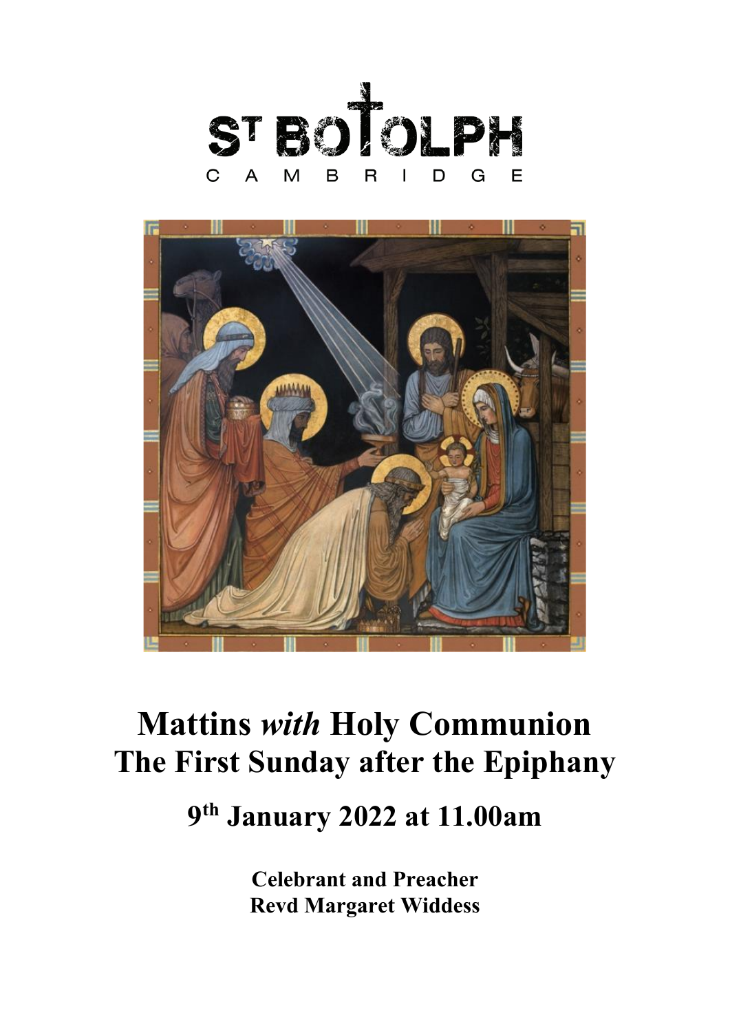ST BOTOLPH
CAMBRIDGE

# Mattins *with* Holy Communion
# The First Sunday after the Epiphany

## 9th January 2022 at 11.00am

**Celebrant and Preacher**
**Revd Margaret Widdess**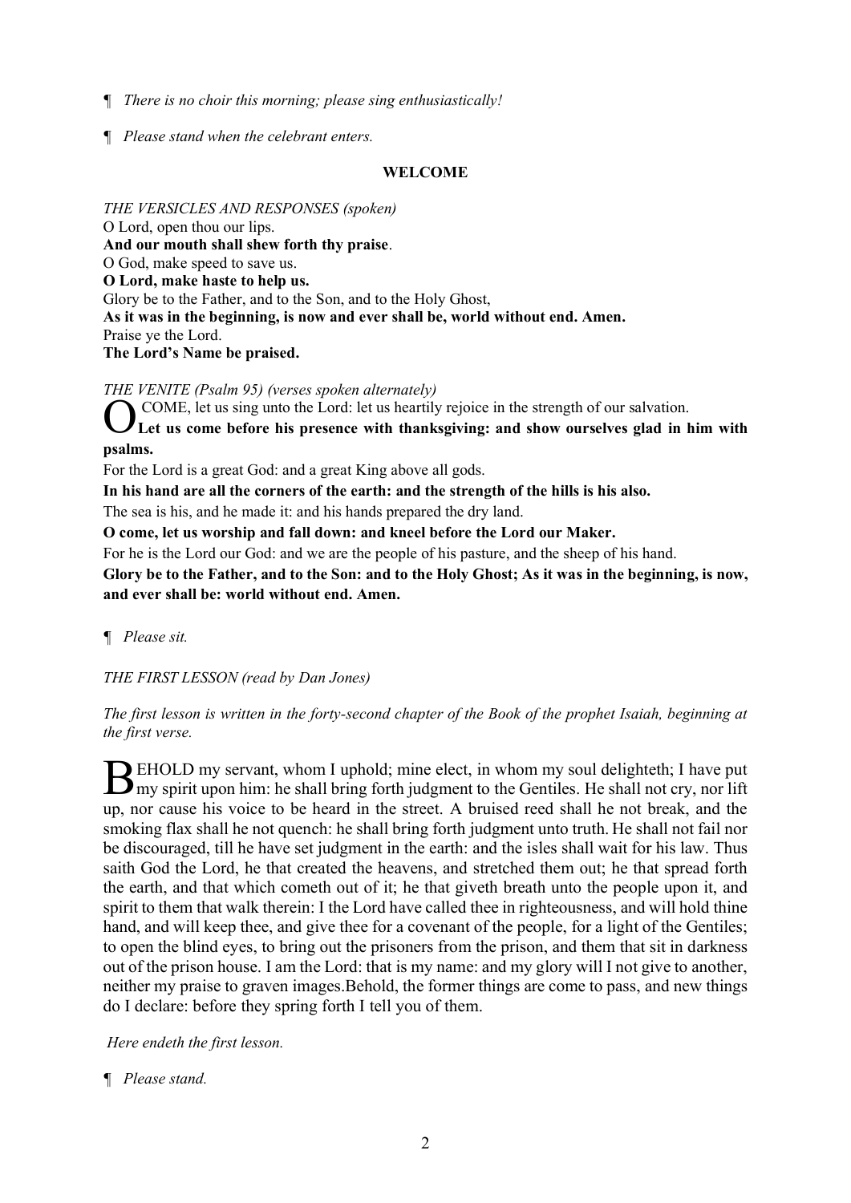¶ *There is no choir this morning; please sing enthusiastically!*

¶ *Please stand when the celebrant enters.*

**WELCOME**

*THE VERSICLES AND RESPONSES (spoken)*
O Lord, open thou our lips.
**And our mouth shall shew forth thy praise**.
O God, make speed to save us.
**O Lord, make haste to help us.**
Glory be to the Father, and to the Son, and to the Holy Ghost,
**As it was in the beginning, is now and ever shall be, world without end. Amen.**
Praise ye the Lord.
**The Lord's Name be praised.**

*THE VENITE (Psalm 95) (verses spoken alternately)*
O COME, let us sing unto the Lord: let us heartily rejoice in the strength of our salvation.
**Let us come before his presence with thanksgiving: and show ourselves glad in him with psalms.**
For the Lord is a great God: and a great King above all gods.
**In his hand are all the corners of the earth: and the strength of the hills is his also.**
The sea is his, and he made it: and his hands prepared the dry land.
**O come, let us worship and fall down: and kneel before the Lord our Maker.**
For he is the Lord our God: and we are the people of his pasture, and the sheep of his hand.
**Glory be to the Father, and to the Son: and to the Holy Ghost; As it was in the beginning, is now, and ever shall be: world without end. Amen.**

¶ *Please sit.*

*THE FIRST LESSON (read by Dan Jones)*

*The first lesson is written in the forty-second chapter of the Book of the prophet Isaiah, beginning at the first verse.*

BEHOLD my servant, whom I uphold; mine elect, in whom my soul delighteth; I have put my spirit upon him: he shall bring forth judgment to the Gentiles. He shall not cry, nor lift up, nor cause his voice to be heard in the street. A bruised reed shall he not break, and the smoking flax shall he not quench: he shall bring forth judgment unto truth. He shall not fail nor be discouraged, till he have set judgment in the earth: and the isles shall wait for his law. Thus saith God the Lord, he that created the heavens, and stretched them out; he that spread forth the earth, and that which cometh out of it; he that giveth breath unto the people upon it, and spirit to them that walk therein: I the Lord have called thee in righteousness, and will hold thine hand, and will keep thee, and give thee for a covenant of the people, for a light of the Gentiles; to open the blind eyes, to bring out the prisoners from the prison, and them that sit in darkness out of the prison house. I am the Lord: that is my name: and my glory will I not give to another, neither my praise to graven images.Behold, the former things are come to pass, and new things do I declare: before they spring forth I tell you of them.

*Here endeth the first lesson.*

¶ *Please stand.*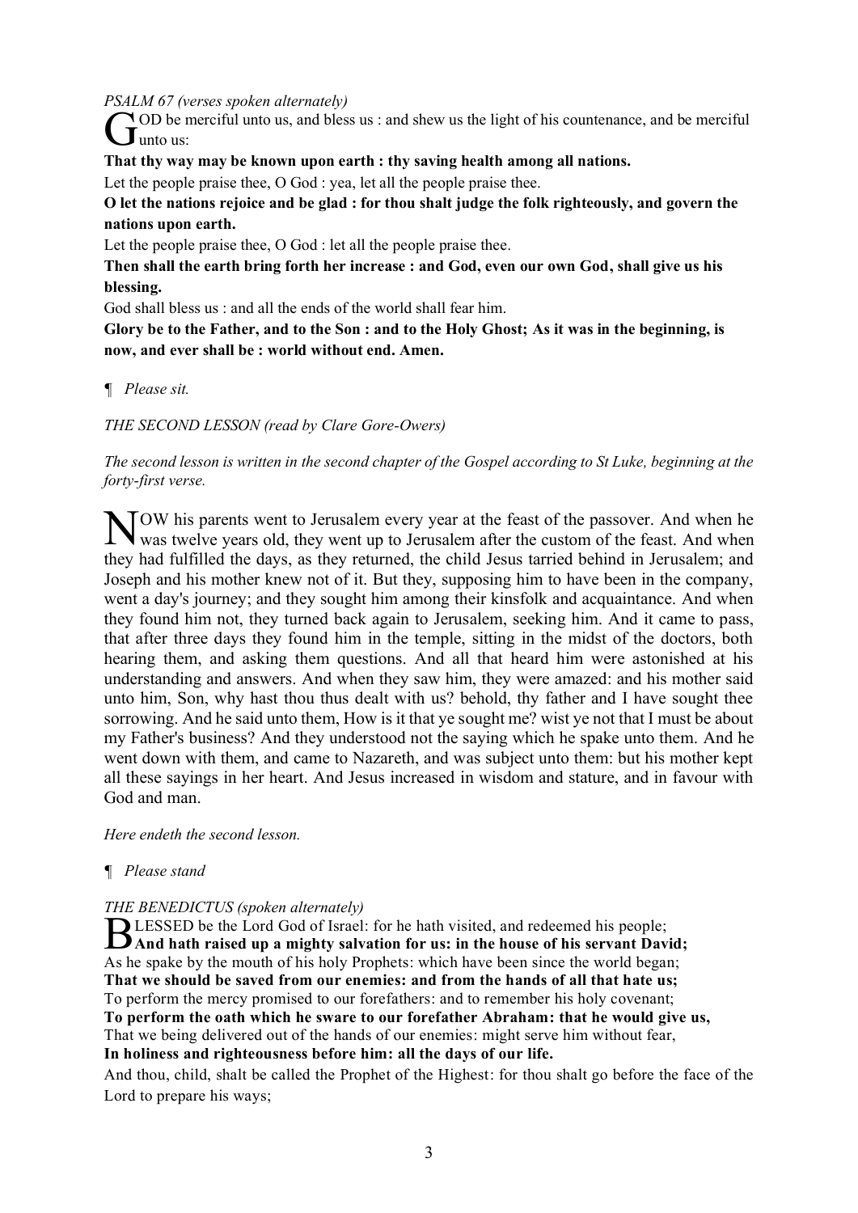*PSALM 67 (verses spoken alternately)*

GOD be merciful unto us, and bless us : and shew us the light of his countenance, and be merciful unto us:

**That thy way may be known upon earth : thy saving health among all nations.**

Let the people praise thee, O God : yea, let all the people praise thee.

**O let the nations rejoice and be glad : for thou shalt judge the folk righteously, and govern the nations upon earth.**

Let the people praise thee, O God : let all the people praise thee.

**Then shall the earth bring forth her increase : and God, even our own God, shall give us his blessing.**

God shall bless us : and all the ends of the world shall fear him.

**Glory be to the Father, and to the Son : and to the Holy Ghost; As it was in the beginning, is now, and ever shall be : world without end. Amen.**

¶ *Please sit.*

*THE SECOND LESSON (read by Clare Gore-Owers)*

*The second lesson is written in the second chapter of the Gospel according to St Luke, beginning at the forty-first verse.*

NOW his parents went to Jerusalem every year at the feast of the passover. And when he was twelve years old, they went up to Jerusalem after the custom of the feast. And when they had fulfilled the days, as they returned, the child Jesus tarried behind in Jerusalem; and Joseph and his mother knew not of it. But they, supposing him to have been in the company, went a day's journey; and they sought him among their kinsfolk and acquaintance. And when they found him not, they turned back again to Jerusalem, seeking him. And it came to pass, that after three days they found him in the temple, sitting in the midst of the doctors, both hearing them, and asking them questions. And all that heard him were astonished at his understanding and answers. And when they saw him, they were amazed: and his mother said unto him, Son, why hast thou thus dealt with us? behold, thy father and I have sought thee sorrowing. And he said unto them, How is it that ye sought me? wist ye not that I must be about my Father's business? And they understood not the saying which he spake unto them. And he went down with them, and came to Nazareth, and was subject unto them: but his mother kept all these sayings in her heart. And Jesus increased in wisdom and stature, and in favour with God and man.

*Here endeth the second lesson.*

¶ *Please stand*

*THE BENEDICTUS (spoken alternately)*

BLESSED be the Lord God of Israel: for he hath visited, and redeemed his people;

**And hath raised up a mighty salvation for us: in the house of his servant David;**

As he spake by the mouth of his holy Prophets: which have been since the world began;

**That we should be saved from our enemies: and from the hands of all that hate us;**

To perform the mercy promised to our forefathers: and to remember his holy covenant;

**To perform the oath which he sware to our forefather Abraham: that he would give us,**

That we being delivered out of the hands of our enemies: might serve him without fear,

**In holiness and righteousness before him: all the days of our life.**

And thou, child, shalt be called the Prophet of the Highest: for thou shalt go before the face of the Lord to prepare his ways;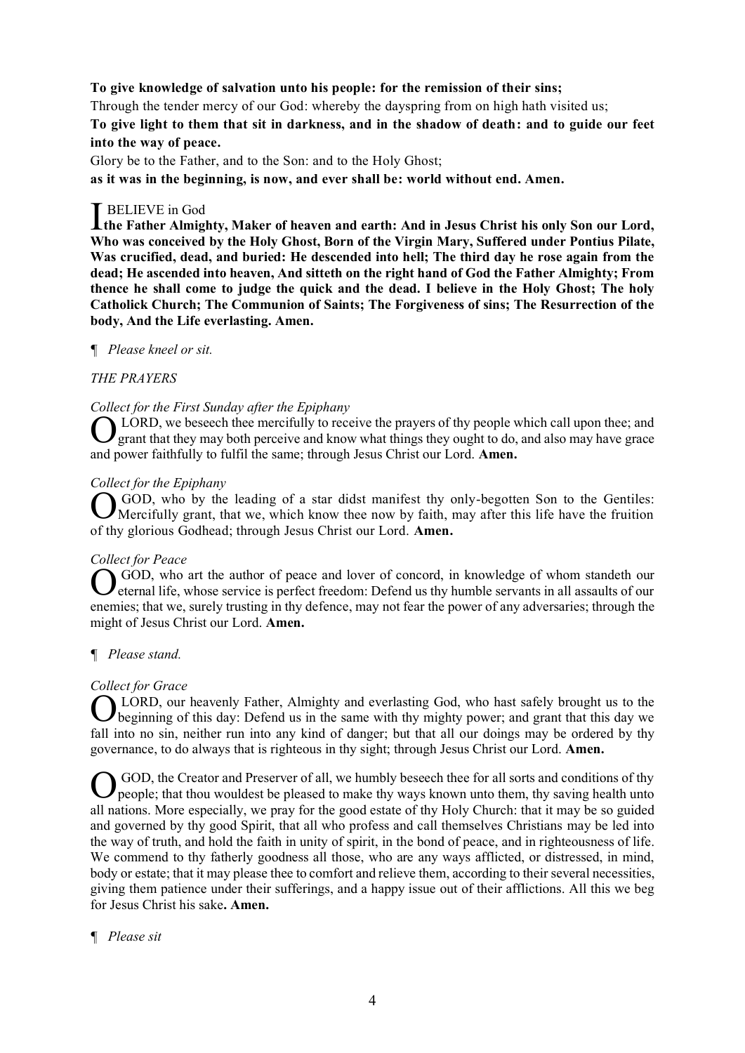**To give knowledge of salvation unto his people: for the remission of their sins;**

Through the tender mercy of our God: whereby the dayspring from on high hath visited us;

**To give light to them that sit in darkness, and in the shadow of death: and to guide our feet into the way of peace.**

Glory be to the Father, and to the Son: and to the Holy Ghost;

**as it was in the beginning, is now, and ever shall be: world without end. Amen.**

I BELIEVE in God
**the Father Almighty, Maker of heaven and earth: And in Jesus Christ his only Son our Lord, Who was conceived by the Holy Ghost, Born of the Virgin Mary, Suffered under Pontius Pilate, Was crucified, dead, and buried: He descended into hell; The third day he rose again from the dead; He ascended into heaven, And sitteth on the right hand of God the Father Almighty; From thence he shall come to judge the quick and the dead. I believe in the Holy Ghost; The holy Catholick Church; The Communion of Saints; The Forgiveness of sins; The Resurrection of the body, And the Life everlasting. Amen.**

¶ *Please kneel or sit.*

*THE PRAYERS*

*Collect for the First Sunday after the Epiphany*

O LORD, we beseech thee mercifully to receive the prayers of thy people which call upon thee; and grant that they may both perceive and know what things they ought to do, and also may have grace and power faithfully to fulfil the same; through Jesus Christ our Lord. **Amen.**

*Collect for the Epiphany*

O GOD, who by the leading of a star didst manifest thy only-begotten Son to the Gentiles: Mercifully grant, that we, which know thee now by faith, may after this life have the fruition of thy glorious Godhead; through Jesus Christ our Lord. **Amen.**

*Collect for Peace*

O GOD, who art the author of peace and lover of concord, in knowledge of whom standeth our eternal life, whose service is perfect freedom: Defend us thy humble servants in all assaults of our enemies; that we, surely trusting in thy defence, may not fear the power of any adversaries; through the might of Jesus Christ our Lord. **Amen.**

¶ *Please stand.*

*Collect for Grace*

O LORD, our heavenly Father, Almighty and everlasting God, who hast safely brought us to the beginning of this day: Defend us in the same with thy mighty power; and grant that this day we fall into no sin, neither run into any kind of danger; but that all our doings may be ordered by thy governance, to do always that is righteous in thy sight; through Jesus Christ our Lord. **Amen.**

O GOD, the Creator and Preserver of all, we humbly beseech thee for all sorts and conditions of thy people; that thou wouldest be pleased to make thy ways known unto them, thy saving health unto all nations. More especially, we pray for the good estate of thy Holy Church: that it may be so guided and governed by thy good Spirit, that all who profess and call themselves Christians may be led into the way of truth, and hold the faith in unity of spirit, in the bond of peace, and in righteousness of life. We commend to thy fatherly goodness all those, who are any ways afflicted, or distressed, in mind, body or estate; that it may please thee to comfort and relieve them, according to their several necessities, giving them patience under their sufferings, and a happy issue out of their afflictions. All this we beg for Jesus Christ his sake**. Amen.**

¶ *Please sit*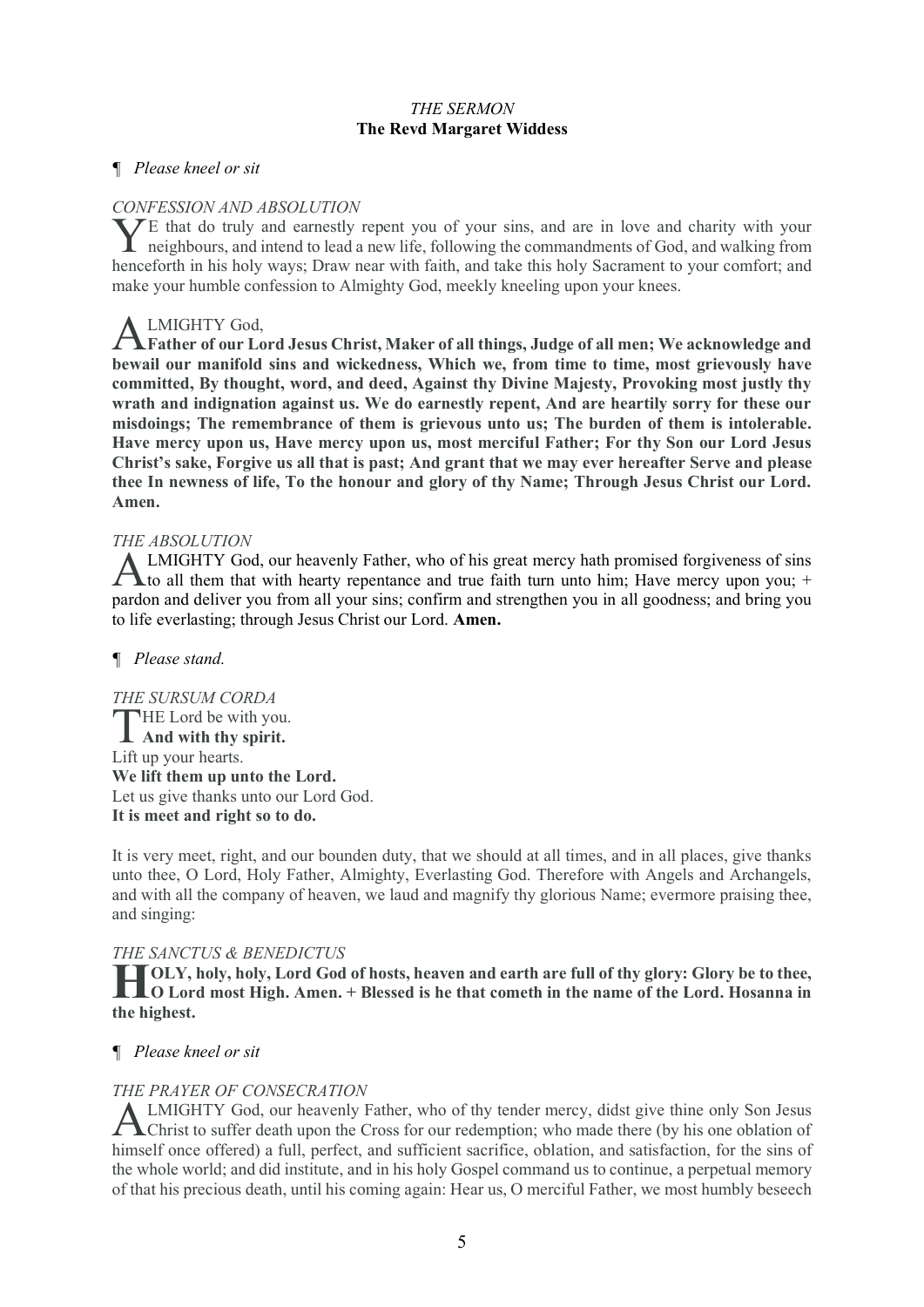*THE SERMON*
**The Revd Margaret Widdess**

¶ *Please kneel or sit*

*CONFESSION AND ABSOLUTION*

YE that do truly and earnestly repent you of your sins, and are in love and charity with your neighbours, and intend to lead a new life, following the commandments of God, and walking from henceforth in his holy ways; Draw near with faith, and take this holy Sacrament to your comfort; and make your humble confession to Almighty God, meekly kneeling upon your knees.

ALMIGHTY God,
**Father of our Lord Jesus Christ, Maker of all things, Judge of all men; We acknowledge and bewail our manifold sins and wickedness, Which we, from time to time, most grievously have committed, By thought, word, and deed, Against thy Divine Majesty, Provoking most justly thy wrath and indignation against us. We do earnestly repent, And are heartily sorry for these our misdoings; The remembrance of them is grievous unto us; The burden of them is intolerable. Have mercy upon us, Have mercy upon us, most merciful Father; For thy Son our Lord Jesus Christ's sake, Forgive us all that is past; And grant that we may ever hereafter Serve and please thee In newness of life, To the honour and glory of thy Name; Through Jesus Christ our Lord. Amen.**

*THE ABSOLUTION*

ALMIGHTY God, our heavenly Father, who of his great mercy hath promised forgiveness of sins to all them that with hearty repentance and true faith turn unto him; Have mercy upon you; + pardon and deliver you from all your sins; confirm and strengthen you in all goodness; and bring you to life everlasting; through Jesus Christ our Lord. **Amen.**

¶ *Please stand.*

*THE SURSUM CORDA*

THE Lord be with you.
**And with thy spirit.**
Lift up your hearts.
**We lift them up unto the Lord.**
Let us give thanks unto our Lord God.
**It is meet and right so to do.**

It is very meet, right, and our bounden duty, that we should at all times, and in all places, give thanks unto thee, O Lord, Holy Father, Almighty, Everlasting God. Therefore with Angels and Archangels, and with all the company of heaven, we laud and magnify thy glorious Name; evermore praising thee, and singing:

*THE SANCTUS & BENEDICTUS*

**HOLY, holy, holy, Lord God of hosts, heaven and earth are full of thy glory: Glory be to thee, O Lord most High. Amen. + Blessed is he that cometh in the name of the Lord. Hosanna in the highest.**

¶ *Please kneel or sit*

*THE PRAYER OF CONSECRATION*

ALMIGHTY God, our heavenly Father, who of thy tender mercy, didst give thine only Son Jesus Christ to suffer death upon the Cross for our redemption; who made there (by his one oblation of himself once offered) a full, perfect, and sufficient sacrifice, oblation, and satisfaction, for the sins of the whole world; and did institute, and in his holy Gospel command us to continue, a perpetual memory of that his precious death, until his coming again: Hear us, O merciful Father, we most humbly beseech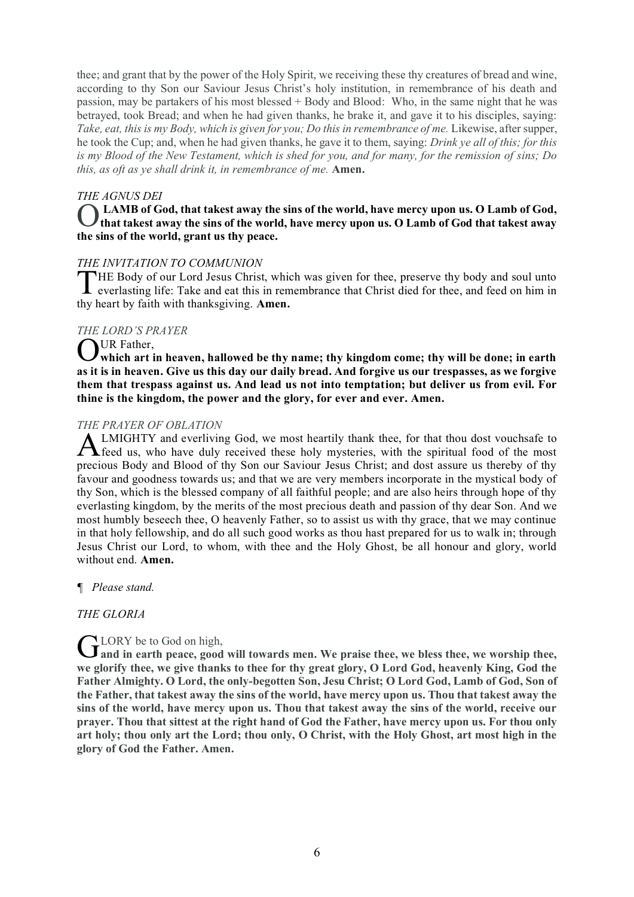thee; and grant that by the power of the Holy Spirit, we receiving these thy creatures of bread and wine, according to thy Son our Saviour Jesus Christ's holy institution, in remembrance of his death and passion, may be partakers of his most blessed + Body and Blood: Who, in the same night that he was betrayed, took Bread; and when he had given thanks, he brake it, and gave it to his disciples, saying: *Take, eat, this is my Body, which is given for you; Do this in remembrance of me.* Likewise, after supper, he took the Cup; and, when he had given thanks, he gave it to them, saying: *Drink ye all of this; for this is my Blood of the New Testament, which is shed for you, and for many, for the remission of sins; Do this, as oft as ye shall drink it, in remembrance of me.* **Amen.**

*THE AGNUS DEI*

**O LAMB of God, that takest away the sins of the world, have mercy upon us. O Lamb of God, that takest away the sins of the world, have mercy upon us. O Lamb of God that takest away the sins of the world, grant us thy peace.**

*THE INVITATION TO COMMUNION*

THE Body of our Lord Jesus Christ, which was given for thee, preserve thy body and soul unto everlasting life: Take and eat this in remembrance that Christ died for thee, and feed on him in thy heart by faith with thanksgiving. **Amen.**

*THE LORD'S PRAYER*

OUR Father,
**which art in heaven, hallowed be thy name; thy kingdom come; thy will be done; in earth as it is in heaven. Give us this day our daily bread. And forgive us our trespasses, as we forgive them that trespass against us. And lead us not into temptation; but deliver us from evil. For thine is the kingdom, the power and the glory, for ever and ever. Amen.**

*THE PRAYER OF OBLATION*

ALMIGHTY and everliving God, we most heartily thank thee, for that thou dost vouchsafe to feed us, who have duly received these holy mysteries, with the spiritual food of the most precious Body and Blood of thy Son our Saviour Jesus Christ; and dost assure us thereby of thy favour and goodness towards us; and that we are very members incorporate in the mystical body of thy Son, which is the blessed company of all faithful people; and are also heirs through hope of thy everlasting kingdom, by the merits of the most precious death and passion of thy dear Son. And we most humbly beseech thee, O heavenly Father, so to assist us with thy grace, that we may continue in that holy fellowship, and do all such good works as thou hast prepared for us to walk in; through Jesus Christ our Lord, to whom, with thee and the Holy Ghost, be all honour and glory, world without end. **Amen.**

¶ *Please stand.*

*THE GLORIA*

GLORY be to God on high,
**and in earth peace, good will towards men. We praise thee, we bless thee, we worship thee, we glorify thee, we give thanks to thee for thy great glory, O Lord God, heavenly King, God the Father Almighty. O Lord, the only-begotten Son, Jesu Christ; O Lord God, Lamb of God, Son of the Father, that takest away the sins of the world, have mercy upon us. Thou that takest away the sins of the world, have mercy upon us. Thou that takest away the sins of the world, receive our prayer. Thou that sittest at the right hand of God the Father, have mercy upon us. For thou only art holy; thou only art the Lord; thou only, O Christ, with the Holy Ghost, art most high in the glory of God the Father. Amen.**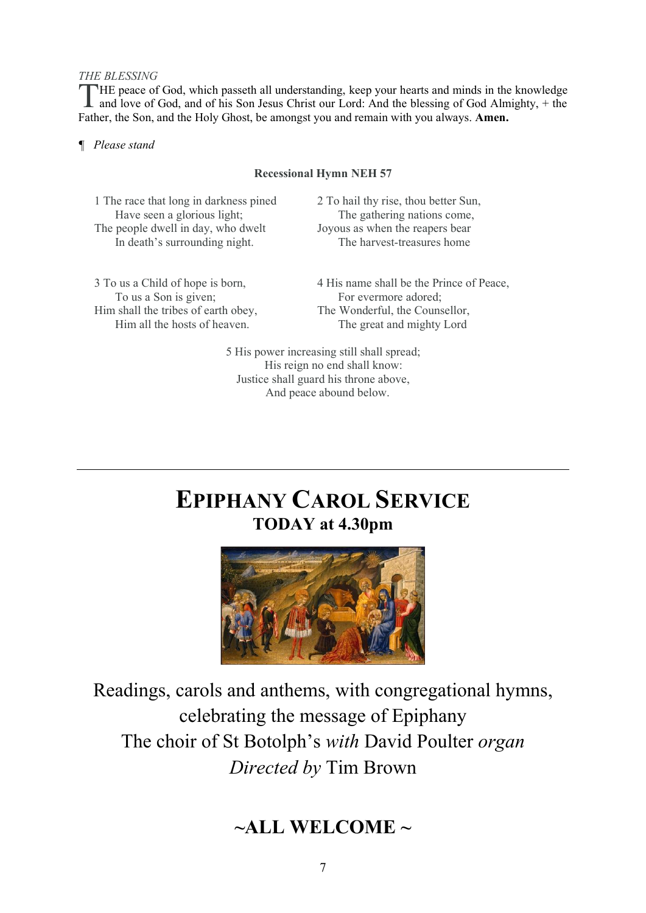*THE BLESSING*

THE peace of God, which passeth all understanding, keep your hearts and minds in the knowledge and love of God, and of his Son Jesus Christ our Lord: And the blessing of God Almighty, + the Father, the Son, and the Holy Ghost, be amongst you and remain with you always. **Amen.**

¶ *Please stand*

**Recessional Hymn NEH 57**

1 The race that long in darkness pined
Have seen a glorious light;
The people dwell in day, who dwelt
In death's surrounding night.

2 To hail thy rise, thou better Sun,
The gathering nations come,
Joyous as when the reapers bear
The harvest-treasures home

3 To us a Child of hope is born,
To us a Son is given;
Him shall the tribes of earth obey,
Him all the hosts of heaven.

4 His name shall be the Prince of Peace,
For evermore adored;
The Wonderful, the Counsellor,
The great and mighty Lord

5 His power increasing still shall spread;
His reign no end shall know:
Justice shall guard his throne above,
And peace abound below.

---

# EPIPHANY CAROL SERVICE

## TODAY at 4.30pm

Readings, carols and anthems, with congregational hymns, celebrating the message of Epiphany

The choir of St Botolph's *with* David Poulter *organ*

*Directed by* Tim Brown

## ~ALL WELCOME ~